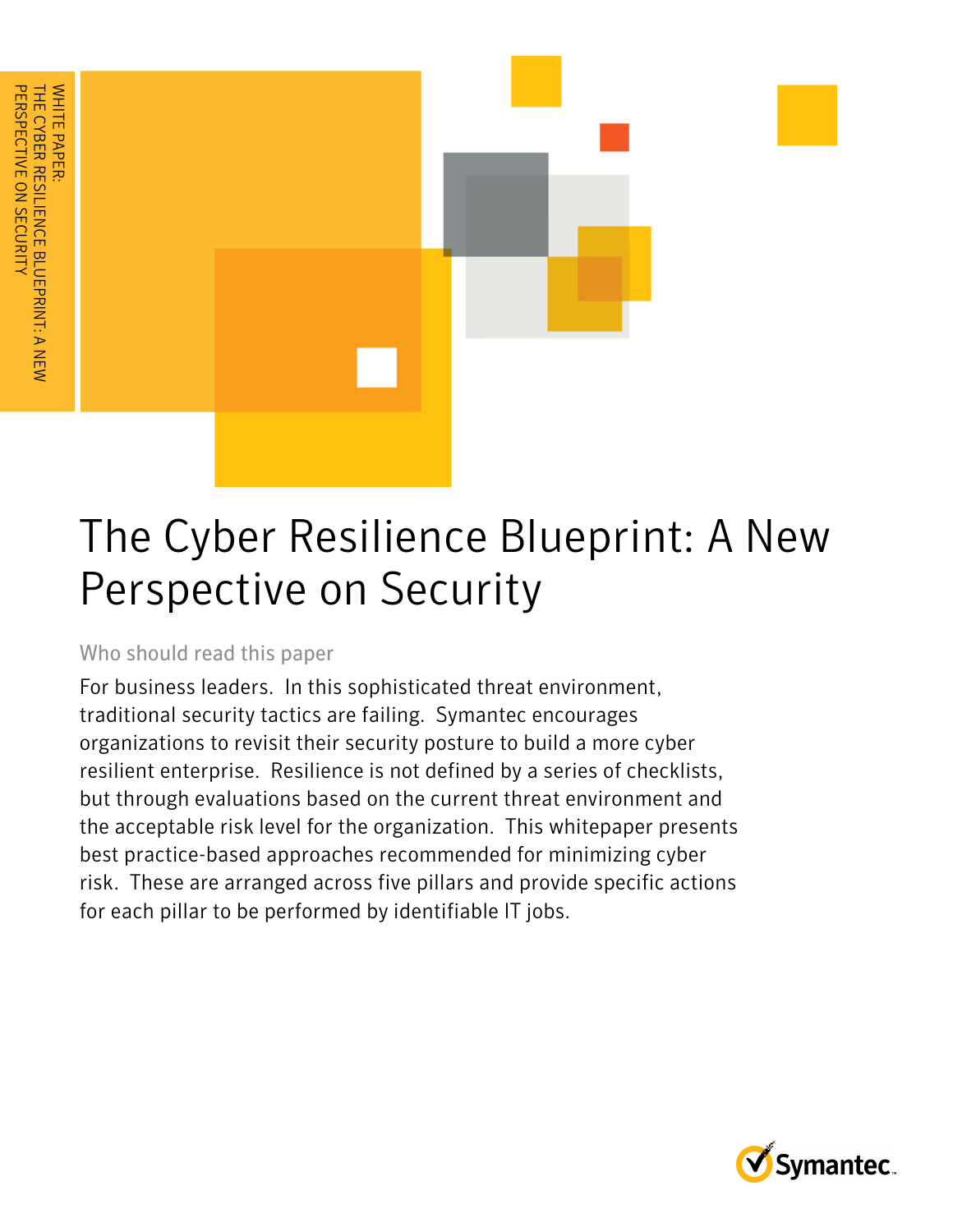WHITE PAPER:
THE CYBER RESILIENCE BLUEPRINT: A NEW PERSPECTIVE ON SECURITY

# The Cyber Resilience Blueprint: A New Perspective on Security

Who should read this paper

For business leaders.  In this sophisticated threat environment, traditional security tactics are failing.  Symantec encourages organizations to revisit their security posture to build a more cyber resilient enterprise.  Resilience is not defined by a series of checklists, but through evaluations based on the current threat environment and the acceptable risk level for the organization.  This whitepaper presents best practice-based approaches recommended for minimizing cyber risk.  These are arranged across five pillars and provide specific actions for each pillar to be performed by identifiable IT jobs.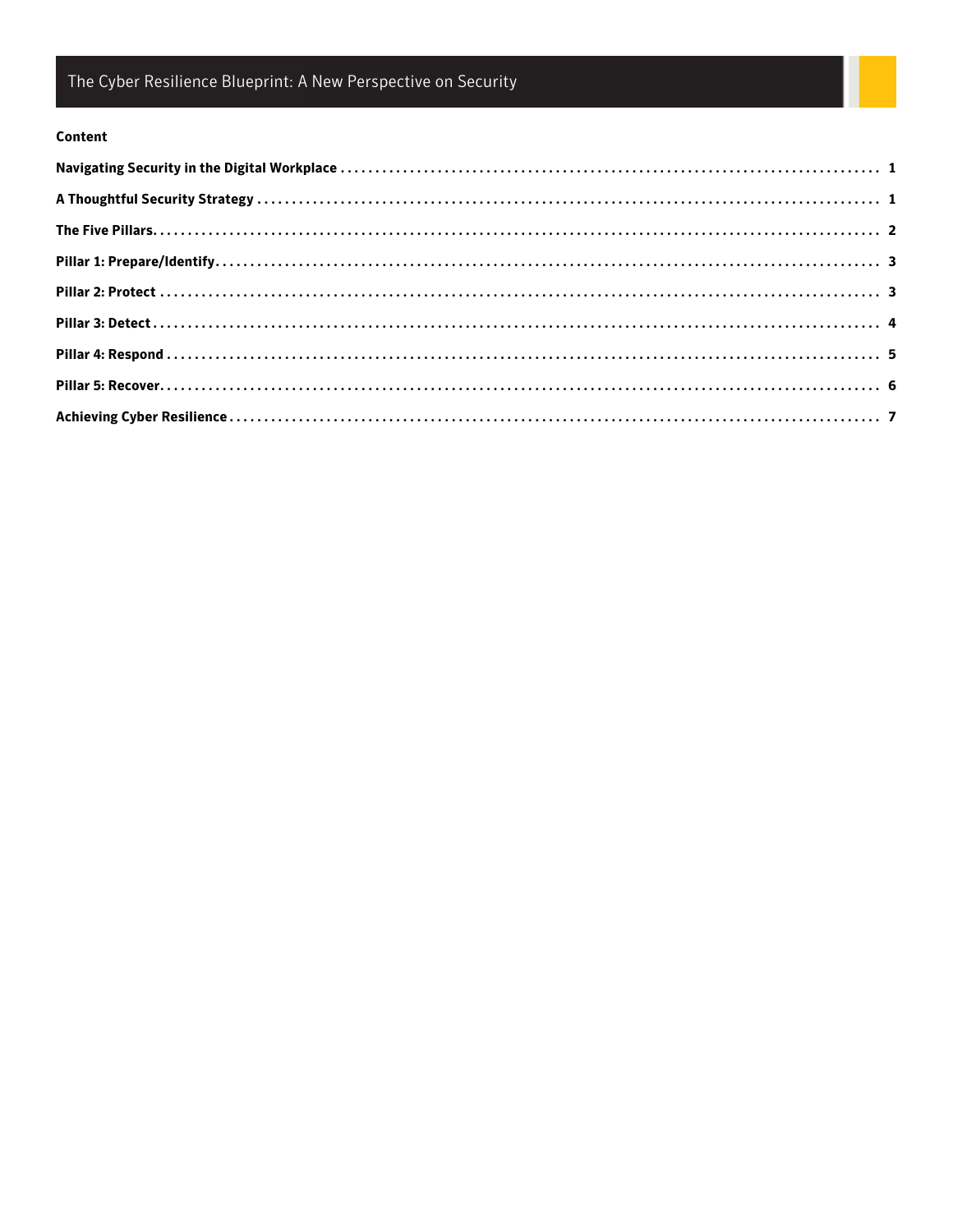## Content

| | |
|---|---|
| **Navigating Security in the Digital Workplace** | **1** |
| **A Thoughtful Security Strategy** | **1** |
| **The Five Pillars** | **2** |
| **Pillar 1: Prepare/Identify** | **3** |
| **Pillar 2: Protect** | **3** |
| **Pillar 3: Detect** | **4** |
| **Pillar 4: Respond** | **5** |
| **Pillar 5: Recover** | **6** |
| **Achieving Cyber Resilience** | **7** |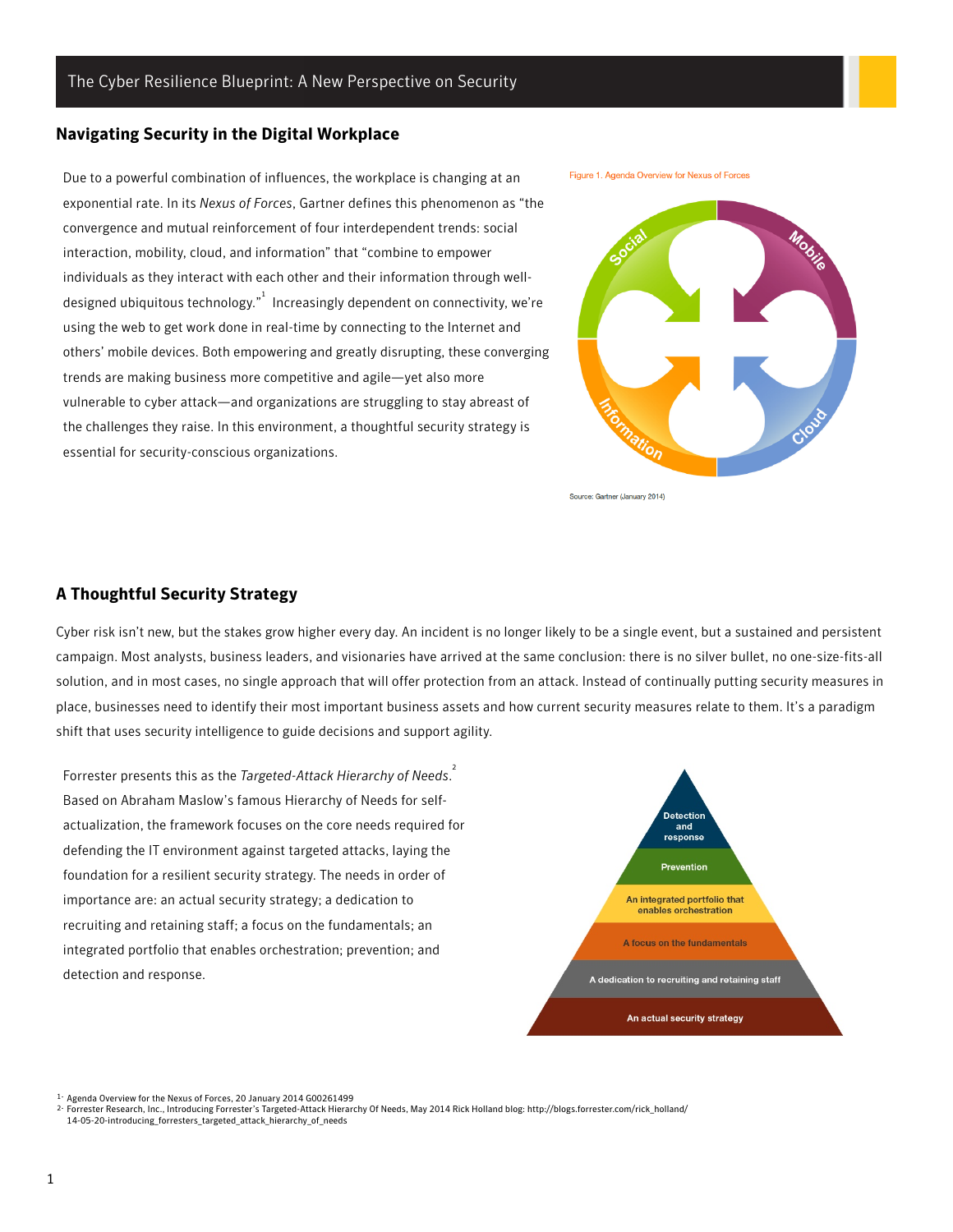## Navigating Security in the Digital Workplace

Due to a powerful combination of influences, the workplace is changing at an exponential rate. In its *Nexus of Forces*, Gartner defines this phenomenon as "the convergence and mutual reinforcement of four interdependent trends: social interaction, mobility, cloud, and information" that "combine to empower individuals as they interact with each other and their information through well-designed ubiquitous technology."[1] Increasingly dependent on connectivity, we're using the web to get work done in real-time by connecting to the Internet and others' mobile devices. Both empowering and greatly disrupting, these converging trends are making business more competitive and agile—yet also more vulnerable to cyber attack—and organizations are struggling to stay abreast of the challenges they raise. In this environment, a thoughtful security strategy is essential for security-conscious organizations.

Figure 1. Agenda Overview for Nexus of Forces

Social, Mobile, Information, Cloud

Source: Gartner (January 2014)

## A Thoughtful Security Strategy

Cyber risk isn't new, but the stakes grow higher every day. An incident is no longer likely to be a single event, but a sustained and persistent campaign. Most analysts, business leaders, and visionaries have arrived at the same conclusion: there is no silver bullet, no one-size-fits-all solution, and in most cases, no single approach that will offer protection from an attack. Instead of continually putting security measures in place, businesses need to identify their most important business assets and how current security measures relate to them. It's a paradigm shift that uses security intelligence to guide decisions and support agility.

Forrester presents this as the *Targeted-Attack Hierarchy of Needs*.[2] Based on Abraham Maslow's famous Hierarchy of Needs for self-actualization, the framework focuses on the core needs required for defending the IT environment against targeted attacks, laying the foundation for a resilient security strategy. The needs in order of importance are: an actual security strategy; a dedication to recruiting and retaining staff; a focus on the fundamentals; an integrated portfolio that enables orchestration; prevention; and detection and response.

- Detection and response
- Prevention
- An integrated portfolio that enables orchestration
- A focus on the fundamentals
- A dedication to recruiting and retaining staff
- An actual security strategy

[1] Agenda Overview for the Nexus of Forces, 20 January 2014 G00261499

[2] Forrester Research, Inc., Introducing Forrester's Targeted-Attack Hierarchy Of Needs, May 2014 Rick Holland blog: http://blogs.forrester.com/rick_holland/14-05-20-introducing_forresters_targeted_attack_hierarchy_of_needs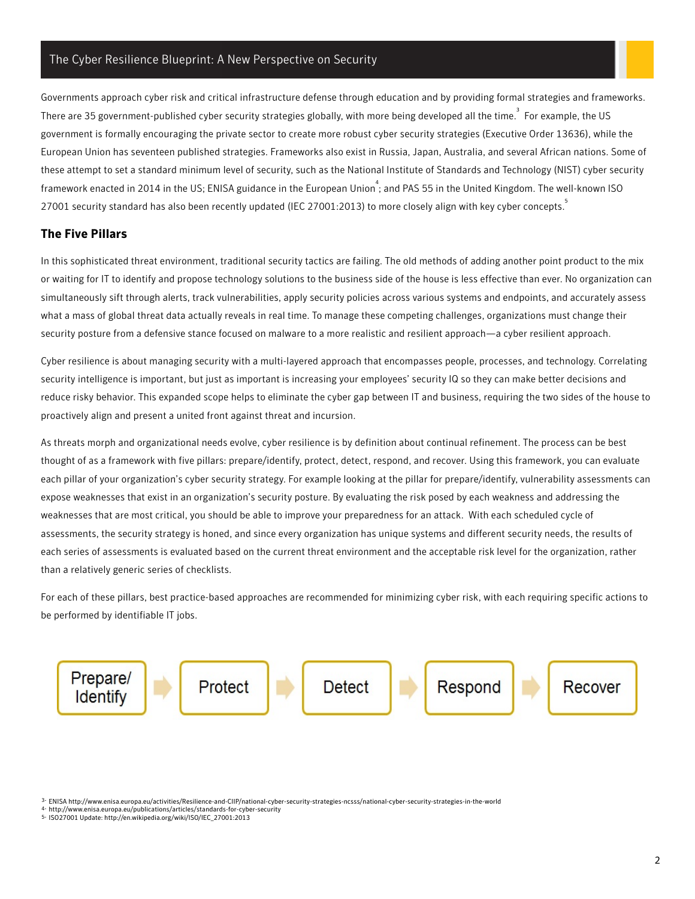Governments approach cyber risk and critical infrastructure defense through education and by providing formal strategies and frameworks. There are 35 government-published cyber security strategies globally, with more being developed all the time.[3] For example, the US government is formally encouraging the private sector to create more robust cyber security strategies (Executive Order 13636), while the European Union has seventeen published strategies. Frameworks also exist in Russia, Japan, Australia, and several African nations. Some of these attempt to set a standard minimum level of security, such as the National Institute of Standards and Technology (NIST) cyber security framework enacted in 2014 in the US; ENISA guidance in the European Union[4]; and PAS 55 in the United Kingdom. The well-known ISO 27001 security standard has also been recently updated (IEC 27001:2013) to more closely align with key cyber concepts.[5]

## The Five Pillars

In this sophisticated threat environment, traditional security tactics are failing. The old methods of adding another point product to the mix or waiting for IT to identify and propose technology solutions to the business side of the house is less effective than ever. No organization can simultaneously sift through alerts, track vulnerabilities, apply security policies across various systems and endpoints, and accurately assess what a mass of global threat data actually reveals in real time. To manage these competing challenges, organizations must change their security posture from a defensive stance focused on malware to a more realistic and resilient approach—a cyber resilient approach.

Cyber resilience is about managing security with a multi-layered approach that encompasses people, processes, and technology. Correlating security intelligence is important, but just as important is increasing your employees' security IQ so they can make better decisions and reduce risky behavior. This expanded scope helps to eliminate the cyber gap between IT and business, requiring the two sides of the house to proactively align and present a united front against threat and incursion.

As threats morph and organizational needs evolve, cyber resilience is by definition about continual refinement. The process can be best thought of as a framework with five pillars: prepare/identify, protect, detect, respond, and recover. Using this framework, you can evaluate each pillar of your organization's cyber security strategy. For example looking at the pillar for prepare/identify, vulnerability assessments can expose weaknesses that exist in an organization's security posture. By evaluating the risk posed by each weakness and addressing the weaknesses that are most critical, you should be able to improve your preparedness for an attack. With each scheduled cycle of assessments, the security strategy is honed, and since every organization has unique systems and different security needs, the results of each series of assessments is evaluated based on the current threat environment and the acceptable risk level for the organization, rather than a relatively generic series of checklists.

For each of these pillars, best practice-based approaches are recommended for minimizing cyber risk, with each requiring specific actions to be performed by identifiable IT jobs.

Prepare/Identify → Protect → Detect → Respond → Recover

3- ENISA http://www.enisa.europa.eu/activities/Resilience-and-CIIP/national-cyber-security-strategies-ncss/national-cyber-security-strategies-in-the-world
4- http://www.enisa.europa.eu/publications/articles/standards-for-cyber-security
5- ISO27001 Update: http://en.wikipedia.org/wiki/ISO/IEC_27001:2013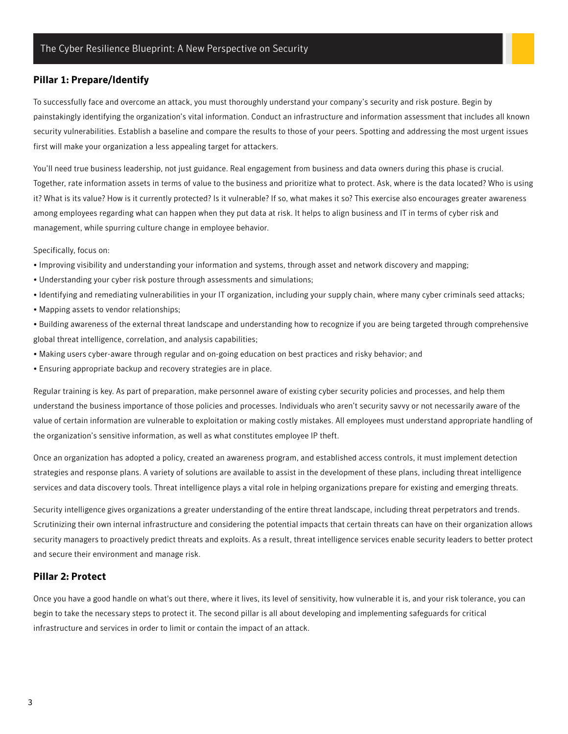## Pillar 1: Prepare/Identify

To successfully face and overcome an attack, you must thoroughly understand your company's security and risk posture. Begin by painstakingly identifying the organization's vital information. Conduct an infrastructure and information assessment that includes all known security vulnerabilities. Establish a baseline and compare the results to those of your peers. Spotting and addressing the most urgent issues first will make your organization a less appealing target for attackers.

You'll need true business leadership, not just guidance. Real engagement from business and data owners during this phase is crucial. Together, rate information assets in terms of value to the business and prioritize what to protect. Ask, where is the data located? Who is using it? What is its value? How is it currently protected? Is it vulnerable? If so, what makes it so? This exercise also encourages greater awareness among employees regarding what can happen when they put data at risk. It helps to align business and IT in terms of cyber risk and management, while spurring culture change in employee behavior.

Specifically, focus on:

- Improving visibility and understanding your information and systems, through asset and network discovery and mapping;
- Understanding your cyber risk posture through assessments and simulations;
- Identifying and remediating vulnerabilities in your IT organization, including your supply chain, where many cyber criminals seed attacks;
- Mapping assets to vendor relationships;
- Building awareness of the external threat landscape and understanding how to recognize if you are being targeted through comprehensive global threat intelligence, correlation, and analysis capabilities;
- Making users cyber-aware through regular and on-going education on best practices and risky behavior; and
- Ensuring appropriate backup and recovery strategies are in place.

Regular training is key. As part of preparation, make personnel aware of existing cyber security policies and processes, and help them understand the business importance of those policies and processes. Individuals who aren't security savvy or not necessarily aware of the value of certain information are vulnerable to exploitation or making costly mistakes. All employees must understand appropriate handling of the organization's sensitive information, as well as what constitutes employee IP theft.

Once an organization has adopted a policy, created an awareness program, and established access controls, it must implement detection strategies and response plans. A variety of solutions are available to assist in the development of these plans, including threat intelligence services and data discovery tools. Threat intelligence plays a vital role in helping organizations prepare for existing and emerging threats.

Security intelligence gives organizations a greater understanding of the entire threat landscape, including threat perpetrators and trends. Scrutinizing their own internal infrastructure and considering the potential impacts that certain threats can have on their organization allows security managers to proactively predict threats and exploits. As a result, threat intelligence services enable security leaders to better protect and secure their environment and manage risk.

## Pillar 2: Protect

Once you have a good handle on what's out there, where it lives, its level of sensitivity, how vulnerable it is, and your risk tolerance, you can begin to take the necessary steps to protect it. The second pillar is all about developing and implementing safeguards for critical infrastructure and services in order to limit or contain the impact of an attack.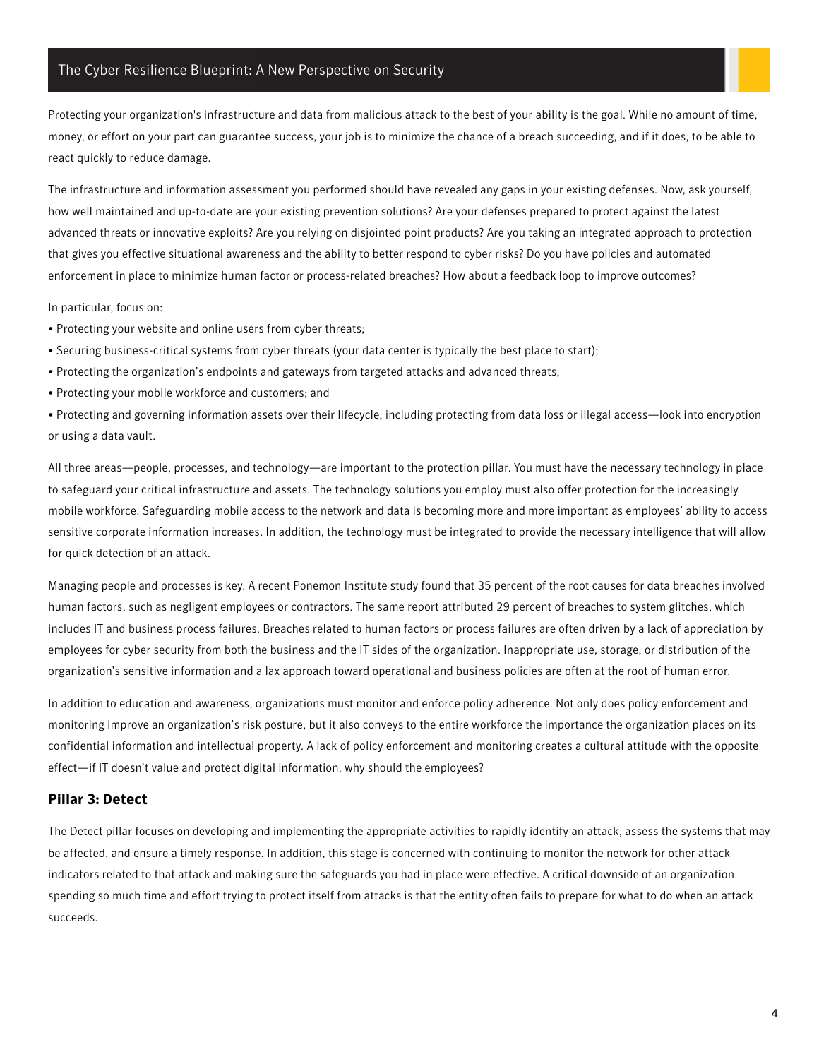Protecting your organization's infrastructure and data from malicious attack to the best of your ability is the goal. While no amount of time, money, or effort on your part can guarantee success, your job is to minimize the chance of a breach succeeding, and if it does, to be able to react quickly to reduce damage.

The infrastructure and information assessment you performed should have revealed any gaps in your existing defenses. Now, ask yourself, how well maintained and up-to-date are your existing prevention solutions? Are your defenses prepared to protect against the latest advanced threats or innovative exploits? Are you relying on disjointed point products? Are you taking an integrated approach to protection that gives you effective situational awareness and the ability to better respond to cyber risks? Do you have policies and automated enforcement in place to minimize human factor or process-related breaches? How about a feedback loop to improve outcomes?

In particular, focus on:

- Protecting your website and online users from cyber threats;
- Securing business-critical systems from cyber threats (your data center is typically the best place to start);
- Protecting the organization's endpoints and gateways from targeted attacks and advanced threats;
- Protecting your mobile workforce and customers; and
- Protecting and governing information assets over their lifecycle, including protecting from data loss or illegal access—look into encryption or using a data vault.

All three areas—people, processes, and technology—are important to the protection pillar. You must have the necessary technology in place to safeguard your critical infrastructure and assets. The technology solutions you employ must also offer protection for the increasingly mobile workforce. Safeguarding mobile access to the network and data is becoming more and more important as employees' ability to access sensitive corporate information increases. In addition, the technology must be integrated to provide the necessary intelligence that will allow for quick detection of an attack.

Managing people and processes is key. A recent Ponemon Institute study found that 35 percent of the root causes for data breaches involved human factors, such as negligent employees or contractors. The same report attributed 29 percent of breaches to system glitches, which includes IT and business process failures. Breaches related to human factors or process failures are often driven by a lack of appreciation by employees for cyber security from both the business and the IT sides of the organization. Inappropriate use, storage, or distribution of the organization's sensitive information and a lax approach toward operational and business policies are often at the root of human error.

In addition to education and awareness, organizations must monitor and enforce policy adherence. Not only does policy enforcement and monitoring improve an organization's risk posture, but it also conveys to the entire workforce the importance the organization places on its confidential information and intellectual property. A lack of policy enforcement and monitoring creates a cultural attitude with the opposite effect—if IT doesn't value and protect digital information, why should the employees?

## Pillar 3: Detect

The Detect pillar focuses on developing and implementing the appropriate activities to rapidly identify an attack, assess the systems that may be affected, and ensure a timely response. In addition, this stage is concerned with continuing to monitor the network for other attack indicators related to that attack and making sure the safeguards you had in place were effective. A critical downside of an organization spending so much time and effort trying to protect itself from attacks is that the entity often fails to prepare for what to do when an attack succeeds.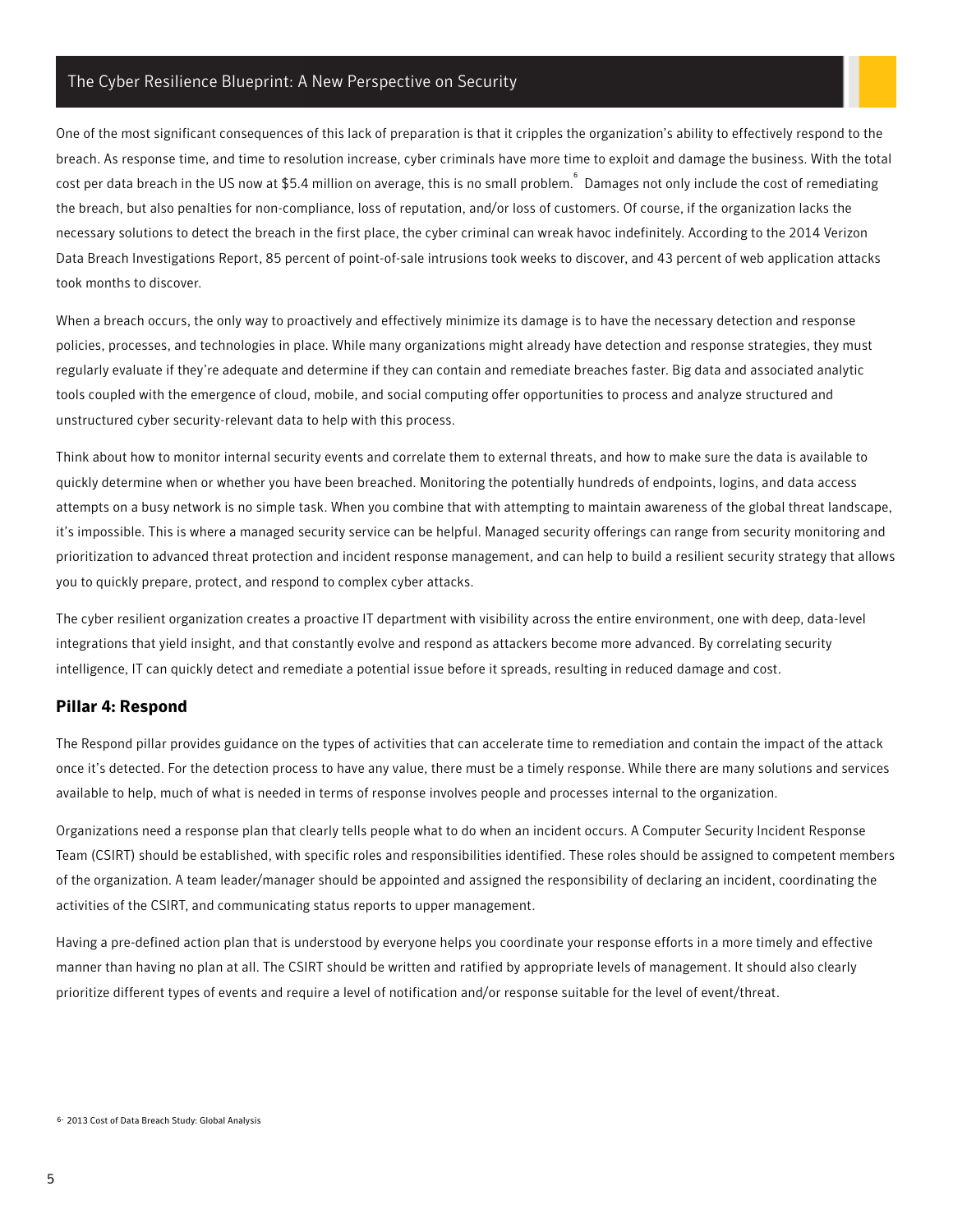One of the most significant consequences of this lack of preparation is that it cripples the organization's ability to effectively respond to the breach. As response time, and time to resolution increase, cyber criminals have more time to exploit and damage the business. With the total cost per data breach in the US now at $5.4 million on average, this is no small problem.[6] Damages not only include the cost of remediating the breach, but also penalties for non-compliance, loss of reputation, and/or loss of customers. Of course, if the organization lacks the necessary solutions to detect the breach in the first place, the cyber criminal can wreak havoc indefinitely. According to the 2014 Verizon Data Breach Investigations Report, 85 percent of point-of-sale intrusions took weeks to discover, and 43 percent of web application attacks took months to discover.

When a breach occurs, the only way to proactively and effectively minimize its damage is to have the necessary detection and response policies, processes, and technologies in place. While many organizations might already have detection and response strategies, they must regularly evaluate if they're adequate and determine if they can contain and remediate breaches faster. Big data and associated analytic tools coupled with the emergence of cloud, mobile, and social computing offer opportunities to process and analyze structured and unstructured cyber security-relevant data to help with this process.

Think about how to monitor internal security events and correlate them to external threats, and how to make sure the data is available to quickly determine when or whether you have been breached. Monitoring the potentially hundreds of endpoints, logins, and data access attempts on a busy network is no simple task. When you combine that with attempting to maintain awareness of the global threat landscape, it's impossible. This is where a managed security service can be helpful. Managed security offerings can range from security monitoring and prioritization to advanced threat protection and incident response management, and can help to build a resilient security strategy that allows you to quickly prepare, protect, and respond to complex cyber attacks.

The cyber resilient organization creates a proactive IT department with visibility across the entire environment, one with deep, data-level integrations that yield insight, and that constantly evolve and respond as attackers become more advanced. By correlating security intelligence, IT can quickly detect and remediate a potential issue before it spreads, resulting in reduced damage and cost.

### Pillar 4: Respond

The Respond pillar provides guidance on the types of activities that can accelerate time to remediation and contain the impact of the attack once it's detected. For the detection process to have any value, there must be a timely response. While there are many solutions and services available to help, much of what is needed in terms of response involves people and processes internal to the organization.

Organizations need a response plan that clearly tells people what to do when an incident occurs. A Computer Security Incident Response Team (CSIRT) should be established, with specific roles and responsibilities identified. These roles should be assigned to competent members of the organization. A team leader/manager should be appointed and assigned the responsibility of declaring an incident, coordinating the activities of the CSIRT, and communicating status reports to upper management.

Having a pre-defined action plan that is understood by everyone helps you coordinate your response efforts in a more timely and effective manner than having no plan at all. The CSIRT should be written and ratified by appropriate levels of management. It should also clearly prioritize different types of events and require a level of notification and/or response suitable for the level of event/threat.

[6] 2013 Cost of Data Breach Study: Global Analysis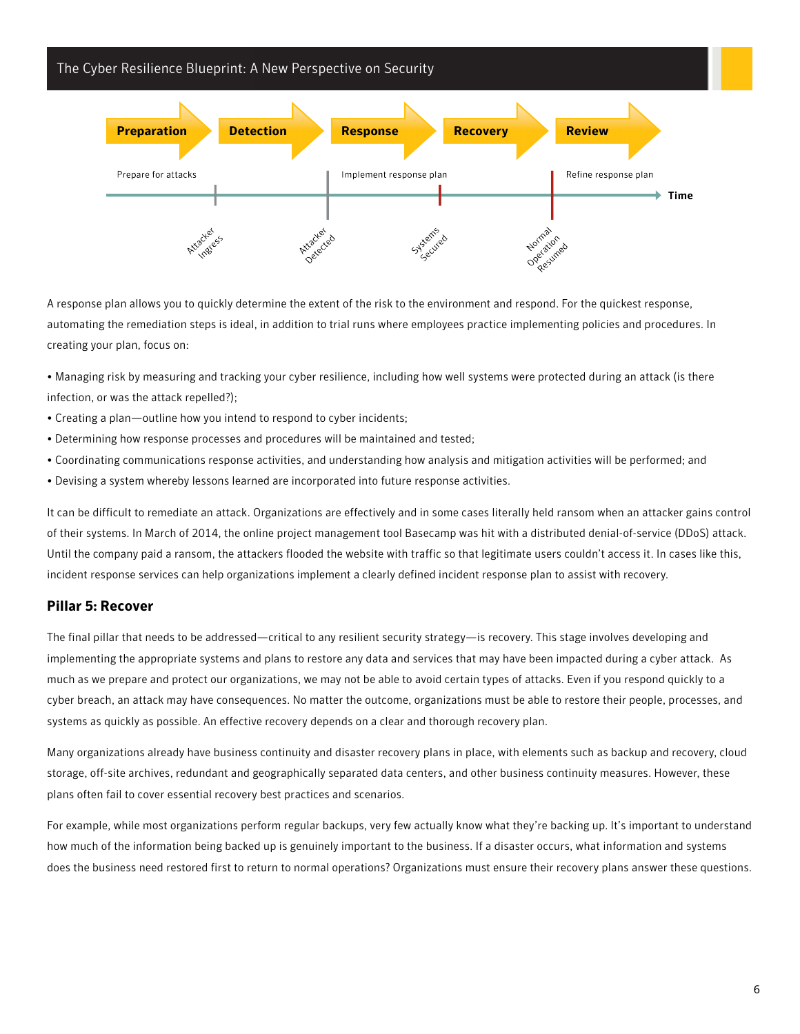Preparation → Detection → Response → Recovery → Review

Prepare for attacks | Implement response plan | Refine response plan

Attacker Ingress | Attacker Detected | Systems Secured | Normal Operation Resumed | Time

A response plan allows you to quickly determine the extent of the risk to the environment and respond. For the quickest response, automating the remediation steps is ideal, in addition to trial runs where employees practice implementing policies and procedures. In creating your plan, focus on:

- Managing risk by measuring and tracking your cyber resilience, including how well systems were protected during an attack (is there infection, or was the attack repelled?);
- Creating a plan—outline how you intend to respond to cyber incidents;
- Determining how response processes and procedures will be maintained and tested;
- Coordinating communications response activities, and understanding how analysis and mitigation activities will be performed; and
- Devising a system whereby lessons learned are incorporated into future response activities.

It can be difficult to remediate an attack. Organizations are effectively and in some cases literally held ransom when an attacker gains control of their systems. In March of 2014, the online project management tool Basecamp was hit with a distributed denial-of-service (DDoS) attack. Until the company paid a ransom, the attackers flooded the website with traffic so that legitimate users couldn't access it. In cases like this, incident response services can help organizations implement a clearly defined incident response plan to assist with recovery.

## Pillar 5: Recover

The final pillar that needs to be addressed—critical to any resilient security strategy—is recovery. This stage involves developing and implementing the appropriate systems and plans to restore any data and services that may have been impacted during a cyber attack. As much as we prepare and protect our organizations, we may not be able to avoid certain types of attacks. Even if you respond quickly to a cyber breach, an attack may have consequences. No matter the outcome, organizations must be able to restore their people, processes, and systems as quickly as possible. An effective recovery depends on a clear and thorough recovery plan.

Many organizations already have business continuity and disaster recovery plans in place, with elements such as backup and recovery, cloud storage, off-site archives, redundant and geographically separated data centers, and other business continuity measures. However, these plans often fail to cover essential recovery best practices and scenarios.

For example, while most organizations perform regular backups, very few actually know what they're backing up. It's important to understand how much of the information being backed up is genuinely important to the business. If a disaster occurs, what information and systems does the business need restored first to return to normal operations? Organizations must ensure their recovery plans answer these questions.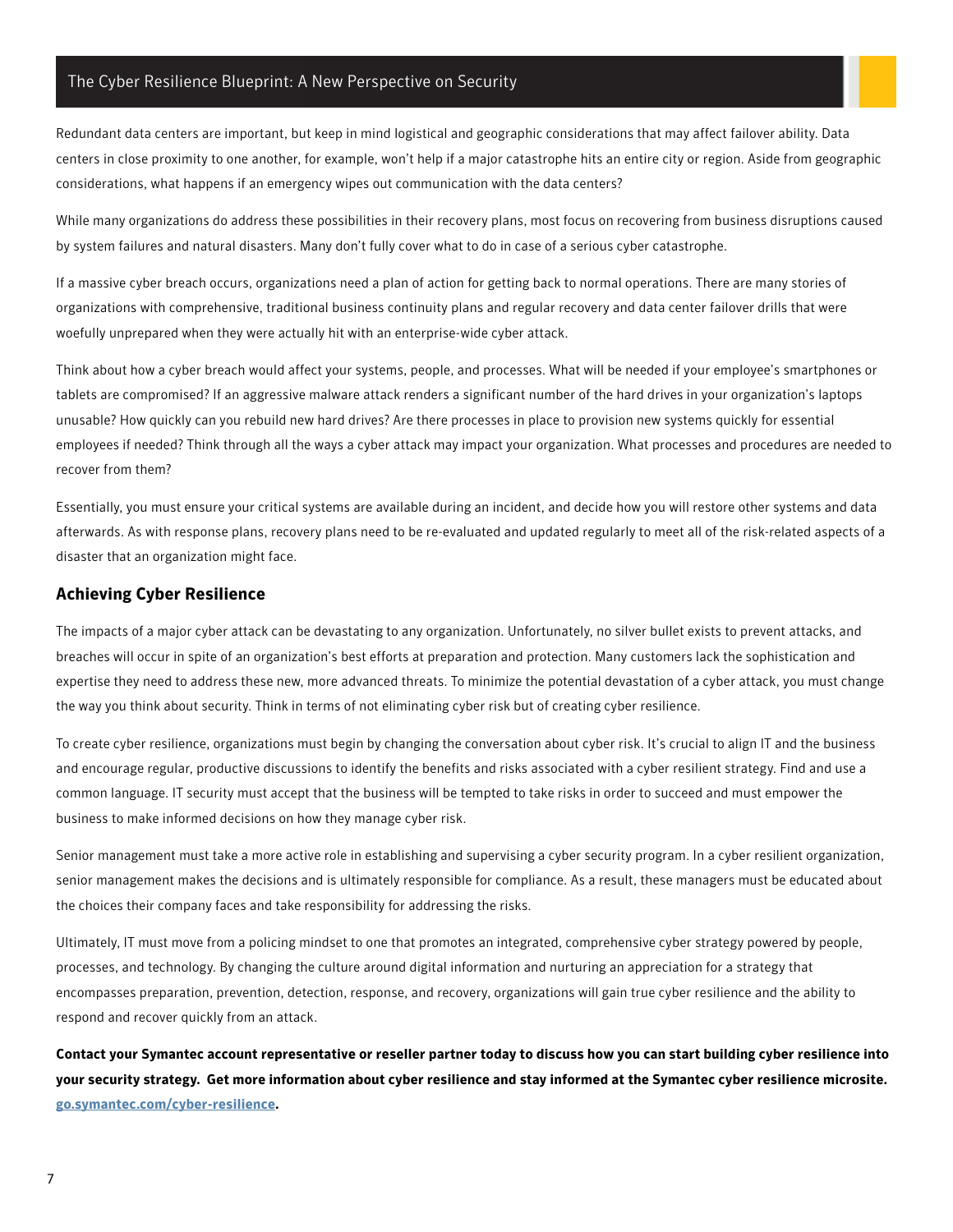Redundant data centers are important, but keep in mind logistical and geographic considerations that may affect failover ability. Data centers in close proximity to one another, for example, won't help if a major catastrophe hits an entire city or region. Aside from geographic considerations, what happens if an emergency wipes out communication with the data centers?

While many organizations do address these possibilities in their recovery plans, most focus on recovering from business disruptions caused by system failures and natural disasters. Many don't fully cover what to do in case of a serious cyber catastrophe.

If a massive cyber breach occurs, organizations need a plan of action for getting back to normal operations. There are many stories of organizations with comprehensive, traditional business continuity plans and regular recovery and data center failover drills that were woefully unprepared when they were actually hit with an enterprise-wide cyber attack.

Think about how a cyber breach would affect your systems, people, and processes. What will be needed if your employee's smartphones or tablets are compromised? If an aggressive malware attack renders a significant number of the hard drives in your organization's laptops unusable? How quickly can you rebuild new hard drives? Are there processes in place to provision new systems quickly for essential employees if needed? Think through all the ways a cyber attack may impact your organization. What processes and procedures are needed to recover from them?

Essentially, you must ensure your critical systems are available during an incident, and decide how you will restore other systems and data afterwards. As with response plans, recovery plans need to be re-evaluated and updated regularly to meet all of the risk-related aspects of a disaster that an organization might face.

### Achieving Cyber Resilience

The impacts of a major cyber attack can be devastating to any organization. Unfortunately, no silver bullet exists to prevent attacks, and breaches will occur in spite of an organization's best efforts at preparation and protection. Many customers lack the sophistication and expertise they need to address these new, more advanced threats. To minimize the potential devastation of a cyber attack, you must change the way you think about security. Think in terms of not eliminating cyber risk but of creating cyber resilience.

To create cyber resilience, organizations must begin by changing the conversation about cyber risk. It's crucial to align IT and the business and encourage regular, productive discussions to identify the benefits and risks associated with a cyber resilient strategy. Find and use a common language. IT security must accept that the business will be tempted to take risks in order to succeed and must empower the business to make informed decisions on how they manage cyber risk.

Senior management must take a more active role in establishing and supervising a cyber security program. In a cyber resilient organization, senior management makes the decisions and is ultimately responsible for compliance. As a result, these managers must be educated about the choices their company faces and take responsibility for addressing the risks.

Ultimately, IT must move from a policing mindset to one that promotes an integrated, comprehensive cyber strategy powered by people, processes, and technology. By changing the culture around digital information and nurturing an appreciation for a strategy that encompasses preparation, prevention, detection, response, and recovery, organizations will gain true cyber resilience and the ability to respond and recover quickly from an attack.

**Contact your Symantec account representative or reseller partner today to discuss how you can start building cyber resilience into your security strategy. Get more information about cyber resilience and stay informed at the Symantec cyber resilience microsite. go.symantec.com/cyber-resilience.**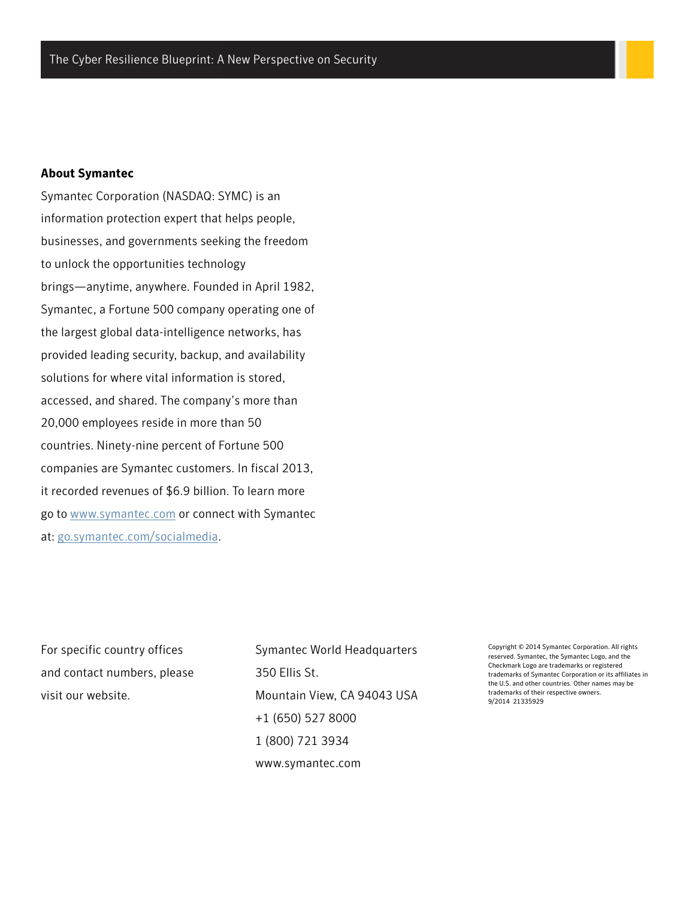**About Symantec**

Symantec Corporation (NASDAQ: SYMC) is an information protection expert that helps people, businesses, and governments seeking the freedom to unlock the opportunities technology brings—anytime, anywhere. Founded in April 1982, Symantec, a Fortune 500 company operating one of the largest global data-intelligence networks, has provided leading security, backup, and availability solutions for where vital information is stored, accessed, and shared. The company's more than 20,000 employees reside in more than 50 countries. Ninety-nine percent of Fortune 500 companies are Symantec customers. In fiscal 2013, it recorded revenues of $6.9 billion. To learn more go to www.symantec.com or connect with Symantec at: go.symantec.com/socialmedia.

For specific country offices and contact numbers, please visit our website.

Symantec World Headquarters
350 Ellis St.
Mountain View, CA 94043 USA
+1 (650) 527 8000
1 (800) 721 3934
www.symantec.com

Copyright © 2014 Symantec Corporation. All rights reserved. Symantec, the Symantec Logo, and the Checkmark Logo are trademarks or registered trademarks of Symantec Corporation or its affiliates in the U.S. and other countries. Other names may be trademarks of their respective owners.
9/2014 21335929